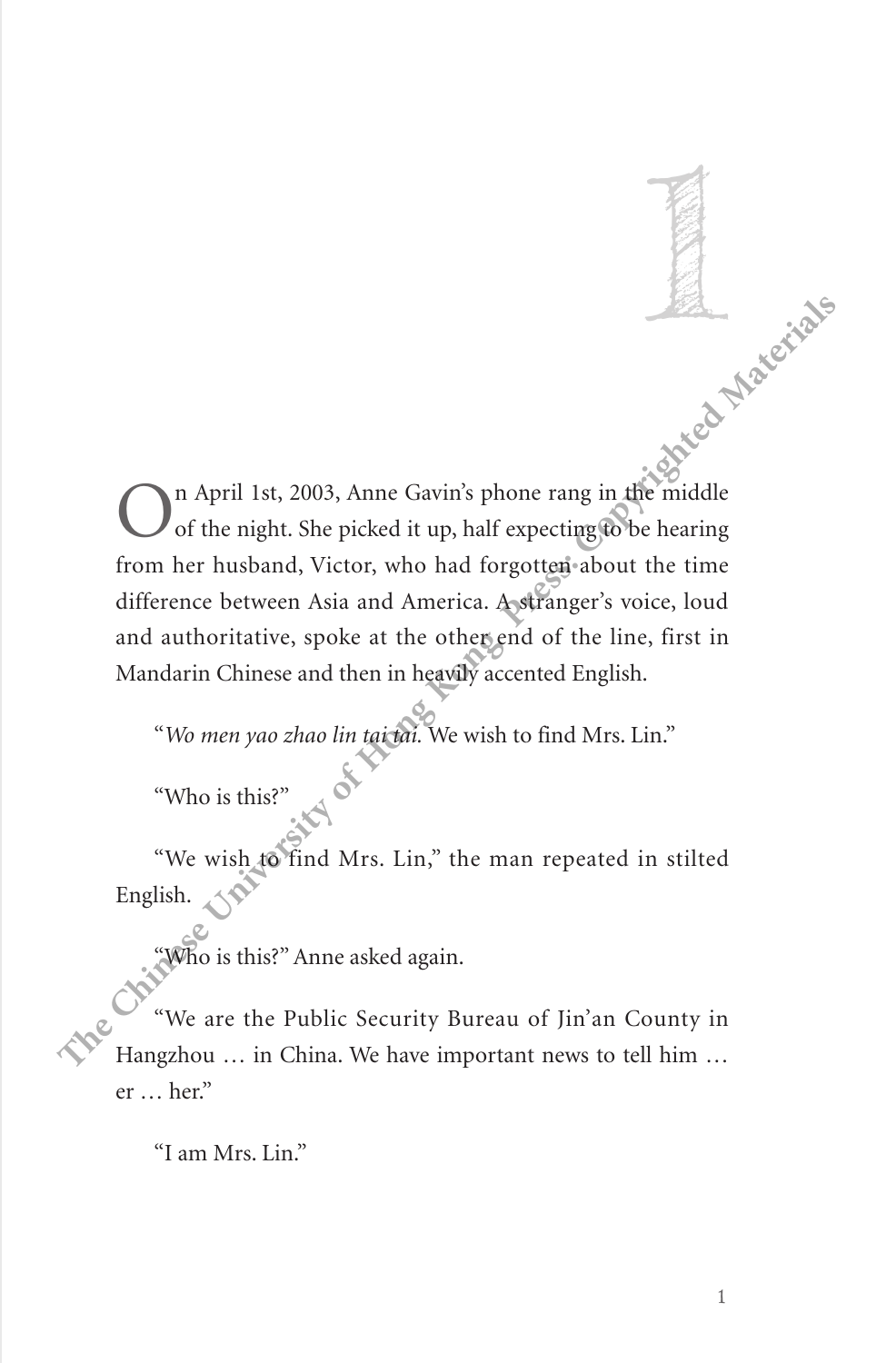# 1

On April 1st, 2003, Anne Gavin's phone rang in the middle of the night. She picked it up, half expecting to be hearing from her husband, Victor, who had forgotten about the time difference between Asia and America. A stranger's voice, loud and authoritative, spoke at the other end of the line, first in Mandarin Chinese and then in heavily accented English.

"*Wo men yao zhao lin tai tai.* We wish to find Mrs. Lin."

"Who is this?"

"We wish to find Mrs. Lin," the man repeated in stilted English.

"Who is this?" Anne asked again.

"We are the Public Security Bureau of Jin'an County in Hangzhou … in China. We have important news to tell him … er … her."

"I am Mrs. Lin."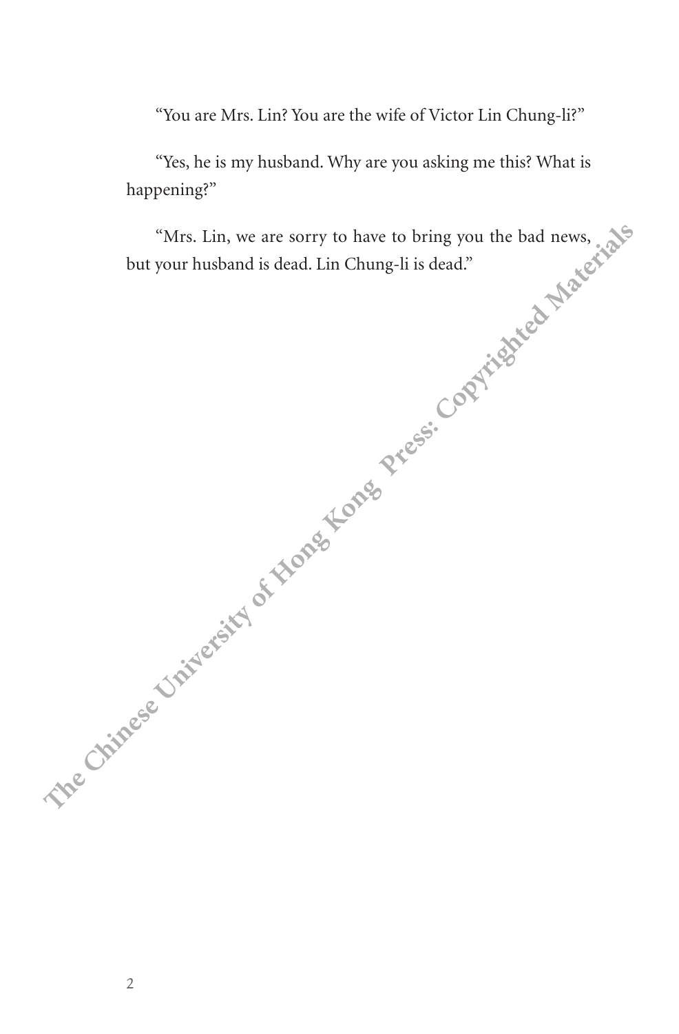"You are Mrs. Lin? You are the wife of Victor Lin Chung-li?"

"Yes, he is my husband. Why are you asking me this? What is happening?"

"Mrs. Lin, we are sorry to have to bring you the bad news, but your husband is dead. Lin Chung-li is dead."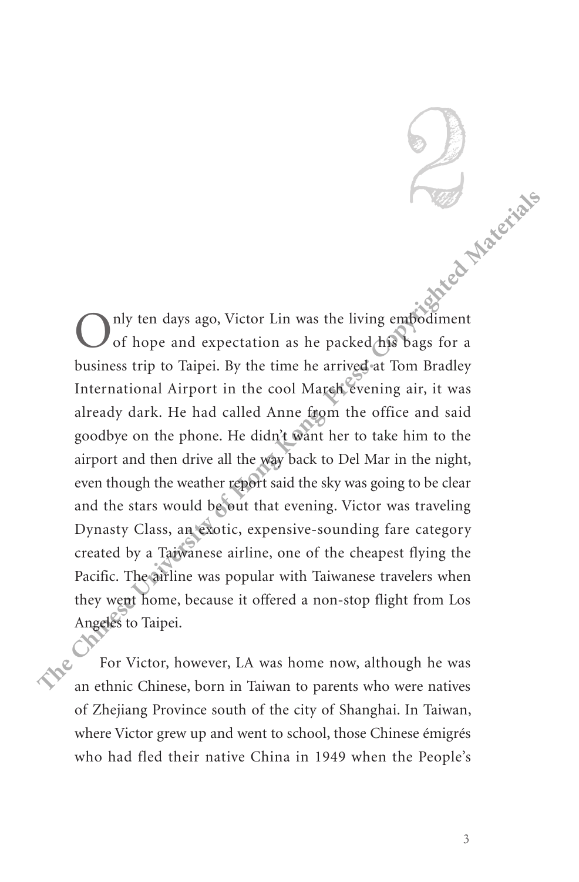# 2

Only ten days ago, Victor Lin was the living embodiment of hope and expectation as he packed his bags for a business trip to Taipei. By the time he arrived at Tom Bradley International Airport in the cool March evening air, it was already dark. He had called Anne from the office and said goodbye on the phone. He didn't want her to take him to the airport and then drive all the way back to Del Mar in the night, even though the weather report said the sky was going to be clear and the stars would be out that evening. Victor was traveling Dynasty Class, an exotic, expensive-sounding fare category created by a Taiwanese airline, one of the cheapest flying the Pacific. The airline was popular with Taiwanese travelers when they went home, because it offered a non-stop flight from Los Angeles to Taipei.

For Victor, however, LA was home now, although he was an ethnic Chinese, born in Taiwan to parents who were natives of Zhejiang Province south of the city of Shanghai. In Taiwan, where Victor grew up and went to school, those Chinese émigrés who had fled their native China in 1949 when the People's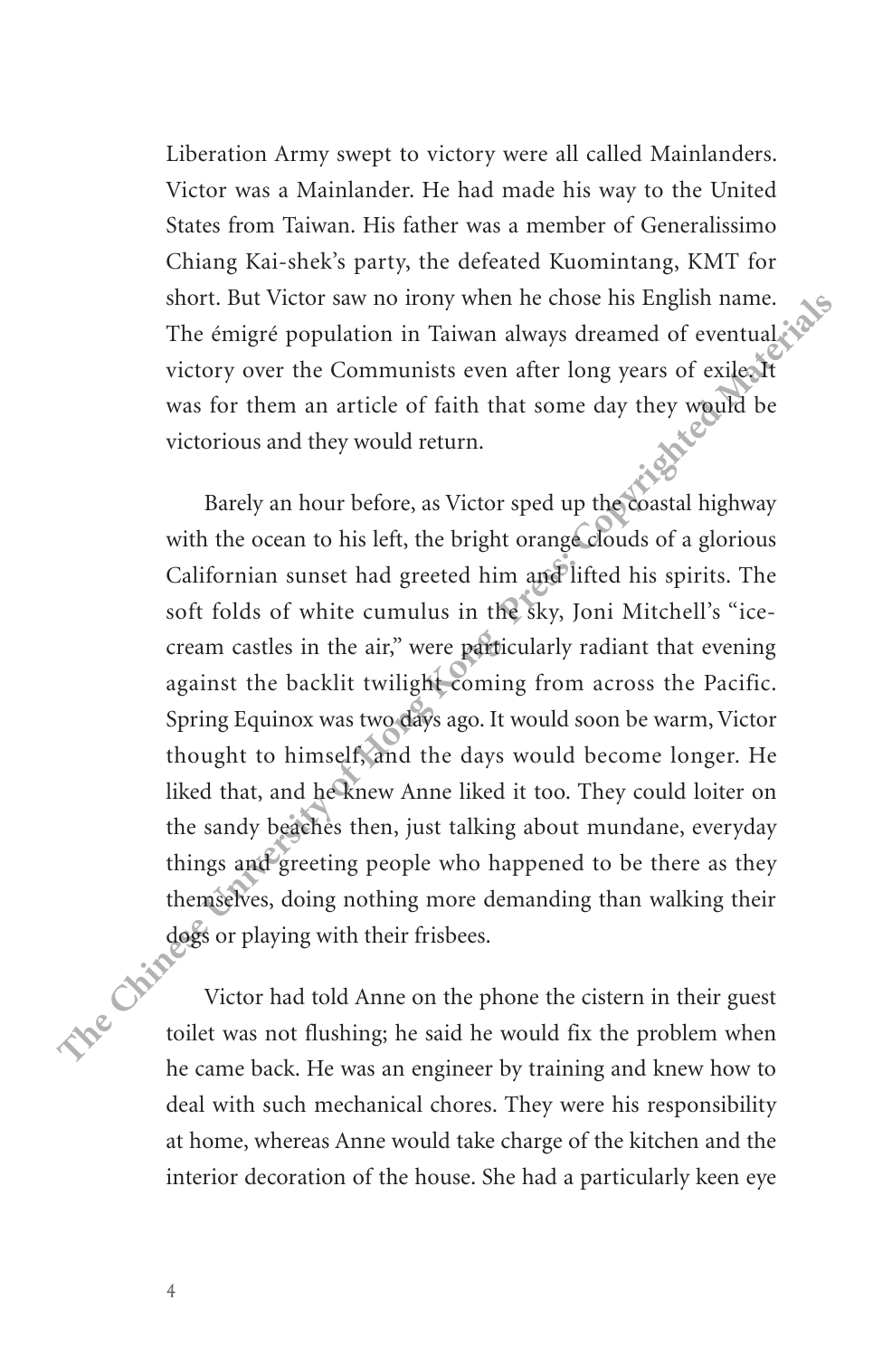Liberation Army swept to victory were all called Mainlanders. Victor was a Mainlander. He had made his way to the United States from Taiwan. His father was a member of Generalissimo Chiang Kai-shek's party, the defeated Kuomintang, KMT for short. But Victor saw no irony when he chose his English name. The émigré population in Taiwan always dreamed of eventual victory over the Communists even after long years of exile. It was for them an article of faith that some day they would be victorious and they would return.

Barely an hour before, as Victor sped up the coastal highway with the ocean to his left, the bright orange clouds of a glorious Californian sunset had greeted him and lifted his spirits. The soft folds of white cumulus in the sky, Joni Mitchell's "ice-cream castles in the air," were particularly radiant that evening against the backlit twilight coming from across the Pacific. Spring Equinox was two days ago. It would soon be warm, Victor thought to himself, and the days would become longer. He liked that, and he knew Anne liked it too. They could loiter on the sandy beaches then, just talking about mundane, everyday things and greeting people who happened to be there as they themselves, doing nothing more demanding than walking their dogs or playing with their frisbees.

Victor had told Anne on the phone the cistern in their guest toilet was not flushing; he said he would fix the problem when he came back. He was an engineer by training and knew how to deal with such mechanical chores. They were his responsibility at home, whereas Anne would take charge of the kitchen and the interior decoration of the house. She had a particularly keen eye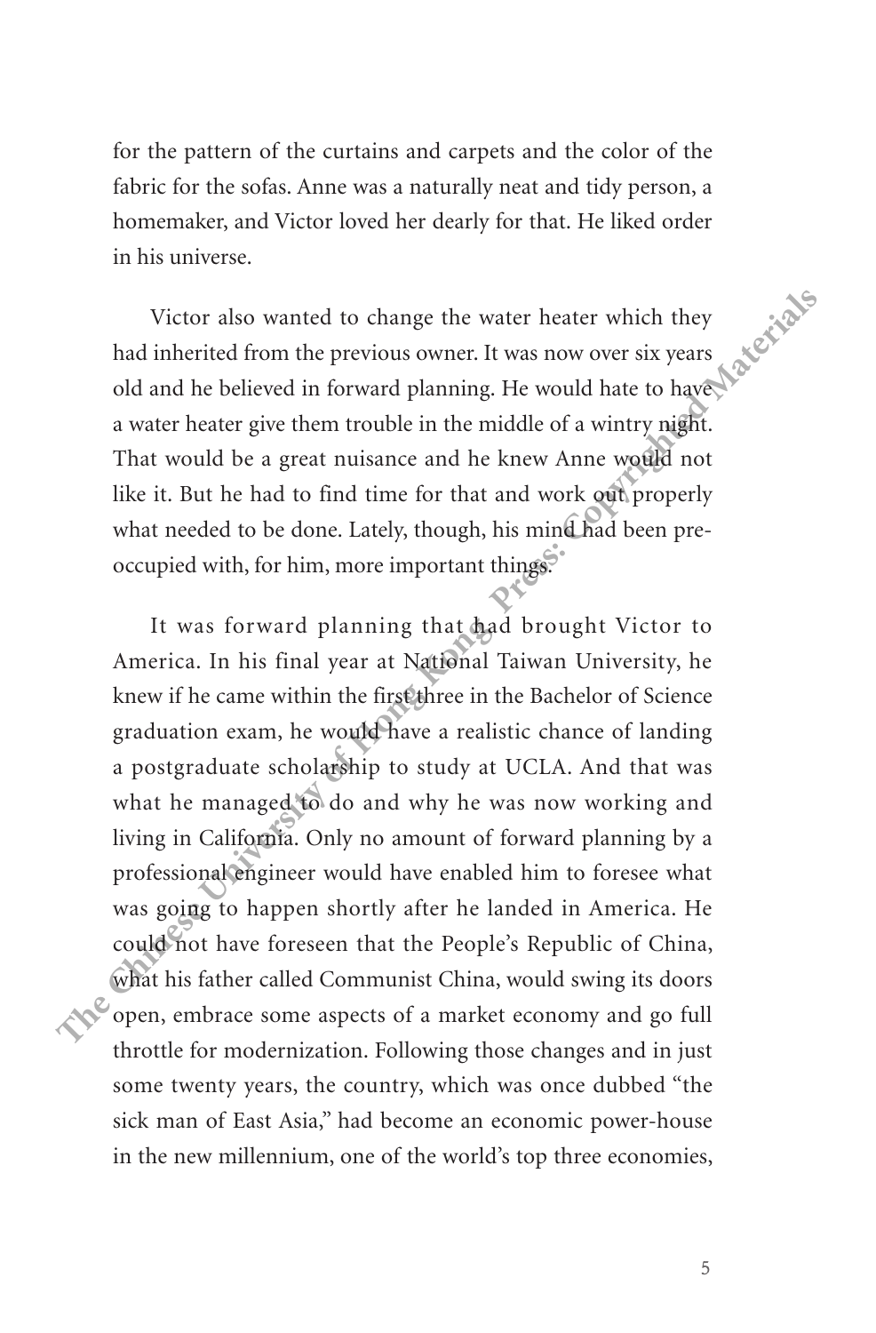for the pattern of the curtains and carpets and the color of the fabric for the sofas. Anne was a naturally neat and tidy person, a homemaker, and Victor loved her dearly for that. He liked order in his universe.

Victor also wanted to change the water heater which they had inherited from the previous owner. It was now over six years old and he believed in forward planning. He would hate to have a water heater give them trouble in the middle of a wintry night. That would be a great nuisance and he knew Anne would not like it. But he had to find time for that and work out properly what needed to be done. Lately, though, his mind had been pre-occupied with, for him, more important things.

It was forward planning that had brought Victor to America. In his final year at National Taiwan University, he knew if he came within the first three in the Bachelor of Science graduation exam, he would have a realistic chance of landing a postgraduate scholarship to study at UCLA. And that was what he managed to do and why he was now working and living in California. Only no amount of forward planning by a professional engineer would have enabled him to foresee what was going to happen shortly after he landed in America. He could not have foreseen that the People's Republic of China, what his father called Communist China, would swing its doors open, embrace some aspects of a market economy and go full throttle for modernization. Following those changes and in just some twenty years, the country, which was once dubbed "the sick man of East Asia," had become an economic power-house in the new millennium, one of the world's top three economies,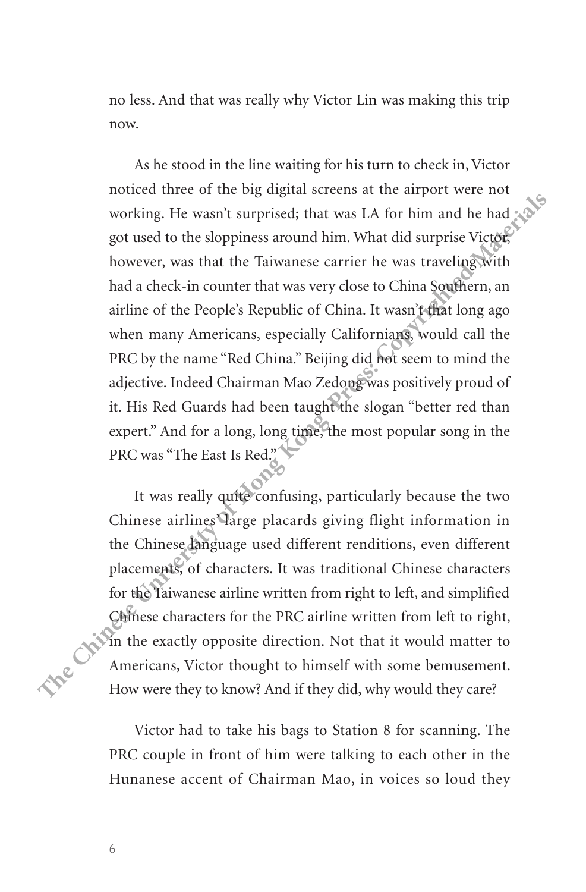no less. And that was really why Victor Lin was making this trip now.

As he stood in the line waiting for his turn to check in, Victor noticed three of the big digital screens at the airport were not working. He wasn't surprised; that was LA for him and he had got used to the sloppiness around him. What did surprise Victor, however, was that the Taiwanese carrier he was traveling with had a check-in counter that was very close to China Southern, an airline of the People's Republic of China. It wasn't that long ago when many Americans, especially Californians, would call the PRC by the name "Red China." Beijing did not seem to mind the adjective. Indeed Chairman Mao Zedong was positively proud of it. His Red Guards had been taught the slogan "better red than expert." And for a long, long time, the most popular song in the PRC was "The East Is Red."

It was really quite confusing, particularly because the two Chinese airlines' large placards giving flight information in the Chinese language used different renditions, even different placements, of characters. It was traditional Chinese characters for the Taiwanese airline written from right to left, and simplified Chinese characters for the PRC airline written from left to right, in the exactly opposite direction. Not that it would matter to Americans, Victor thought to himself with some bemusement. How were they to know? And if they did, why would they care?

Victor had to take his bags to Station 8 for scanning. The PRC couple in front of him were talking to each other in the Hunanese accent of Chairman Mao, in voices so loud they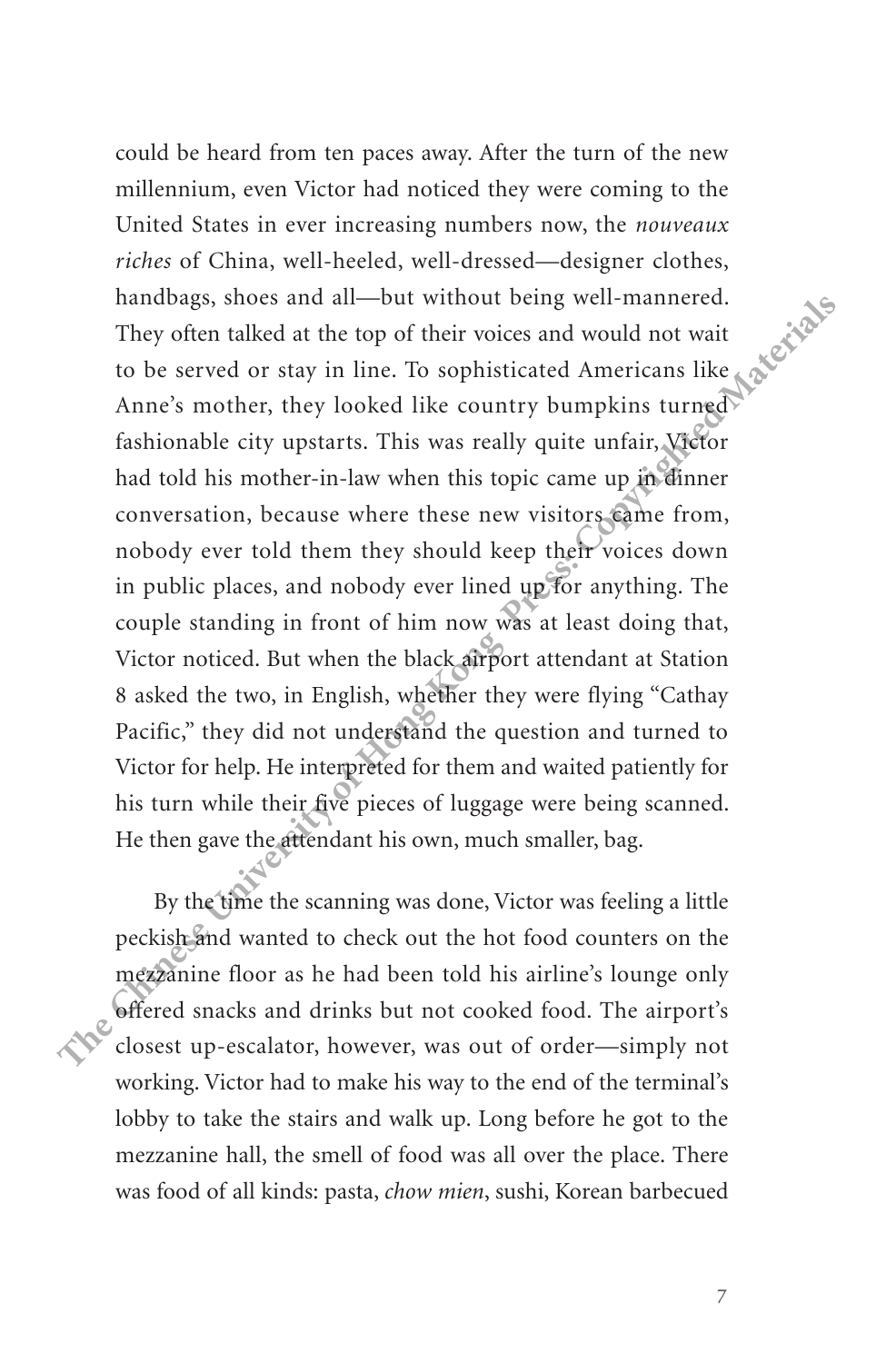could be heard from ten paces away. After the turn of the new millennium, even Victor had noticed they were coming to the United States in ever increasing numbers now, the *nouveaux riches* of China, well-heeled, well-dressed—designer clothes, handbags, shoes and all—but without being well-mannered. They often talked at the top of their voices and would not wait to be served or stay in line. To sophisticated Americans like Anne's mother, they looked like country bumpkins turned fashionable city upstarts. This was really quite unfair, Victor had told his mother-in-law when this topic came up in dinner conversation, because where these new visitors came from, nobody ever told them they should keep their voices down in public places, and nobody ever lined up for anything. The couple standing in front of him now was at least doing that, Victor noticed. But when the black airport attendant at Station 8 asked the two, in English, whether they were flying "Cathay Pacific," they did not understand the question and turned to Victor for help. He interpreted for them and waited patiently for his turn while their five pieces of luggage were being scanned. He then gave the attendant his own, much smaller, bag.

By the time the scanning was done, Victor was feeling a little peckish and wanted to check out the hot food counters on the mezzanine floor as he had been told his airline's lounge only offered snacks and drinks but not cooked food. The airport's closest up-escalator, however, was out of order—simply not working. Victor had to make his way to the end of the terminal's lobby to take the stairs and walk up. Long before he got to the mezzanine hall, the smell of food was all over the place. There was food of all kinds: pasta, *chow mien*, sushi, Korean barbecued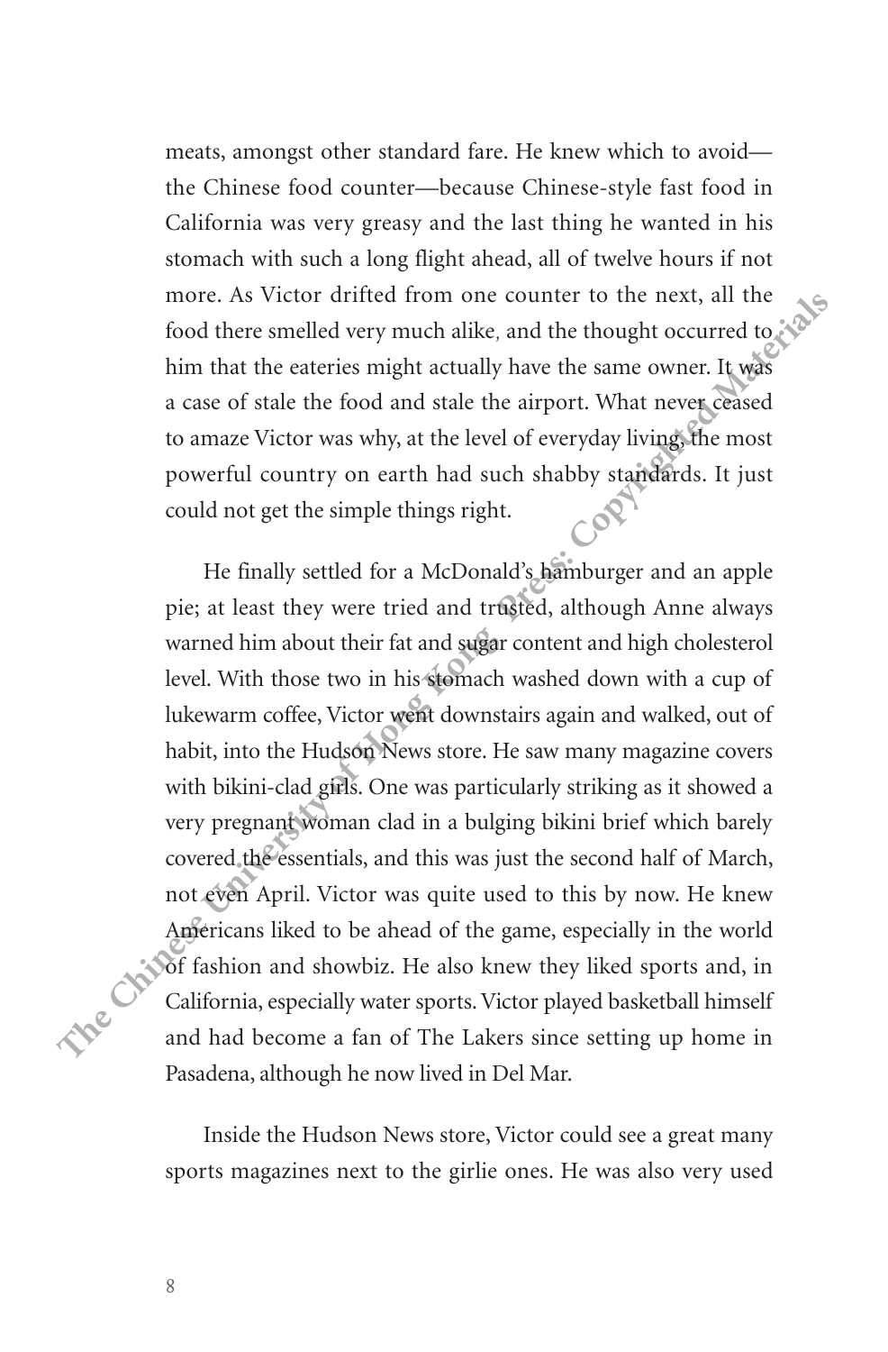meats, amongst other standard fare. He knew which to avoid—the Chinese food counter—because Chinese-style fast food in California was very greasy and the last thing he wanted in his stomach with such a long flight ahead, all of twelve hours if not more. As Victor drifted from one counter to the next, all the food there smelled very much alike, and the thought occurred to him that the eateries might actually have the same owner. It was a case of stale the food and stale the airport. What never ceased to amaze Victor was why, at the level of everyday living, the most powerful country on earth had such shabby standards. It just could not get the simple things right.

He finally settled for a McDonald's hamburger and an apple pie; at least they were tried and trusted, although Anne always warned him about their fat and sugar content and high cholesterol level. With those two in his stomach washed down with a cup of lukewarm coffee, Victor went downstairs again and walked, out of habit, into the Hudson News store. He saw many magazine covers with bikini-clad girls. One was particularly striking as it showed a very pregnant woman clad in a bulging bikini brief which barely covered the essentials, and this was just the second half of March, not even April. Victor was quite used to this by now. He knew Americans liked to be ahead of the game, especially in the world of fashion and showbiz. He also knew they liked sports and, in California, especially water sports. Victor played basketball himself and had become a fan of The Lakers since setting up home in Pasadena, although he now lived in Del Mar.

Inside the Hudson News store, Victor could see a great many sports magazines next to the girlie ones. He was also very used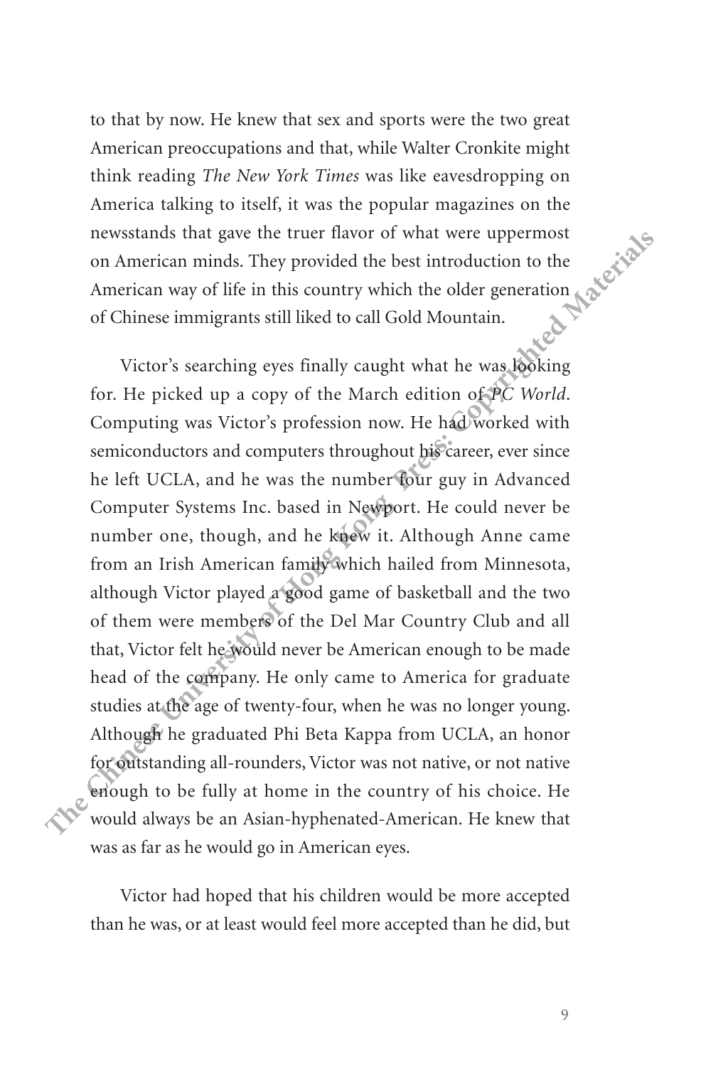to that by now. He knew that sex and sports were the two great American preoccupations and that, while Walter Cronkite might think reading *The New York Times* was like eavesdropping on America talking to itself, it was the popular magazines on the newsstands that gave the truer flavor of what were uppermost on American minds. They provided the best introduction to the American way of life in this country which the older generation of Chinese immigrants still liked to call Gold Mountain.

Victor's searching eyes finally caught what he was looking for. He picked up a copy of the March edition of *PC World*. Computing was Victor's profession now. He had worked with semiconductors and computers throughout his career, ever since he left UCLA, and he was the number four guy in Advanced Computer Systems Inc. based in Newport. He could never be number one, though, and he knew it. Although Anne came from an Irish American family which hailed from Minnesota, although Victor played a good game of basketball and the two of them were members of the Del Mar Country Club and all that, Victor felt he would never be American enough to be made head of the company. He only came to America for graduate studies at the age of twenty-four, when he was no longer young. Although he graduated Phi Beta Kappa from UCLA, an honor for outstanding all-rounders, Victor was not native, or not native enough to be fully at home in the country of his choice. He would always be an Asian-hyphenated-American. He knew that was as far as he would go in American eyes.

Victor had hoped that his children would be more accepted than he was, or at least would feel more accepted than he did, but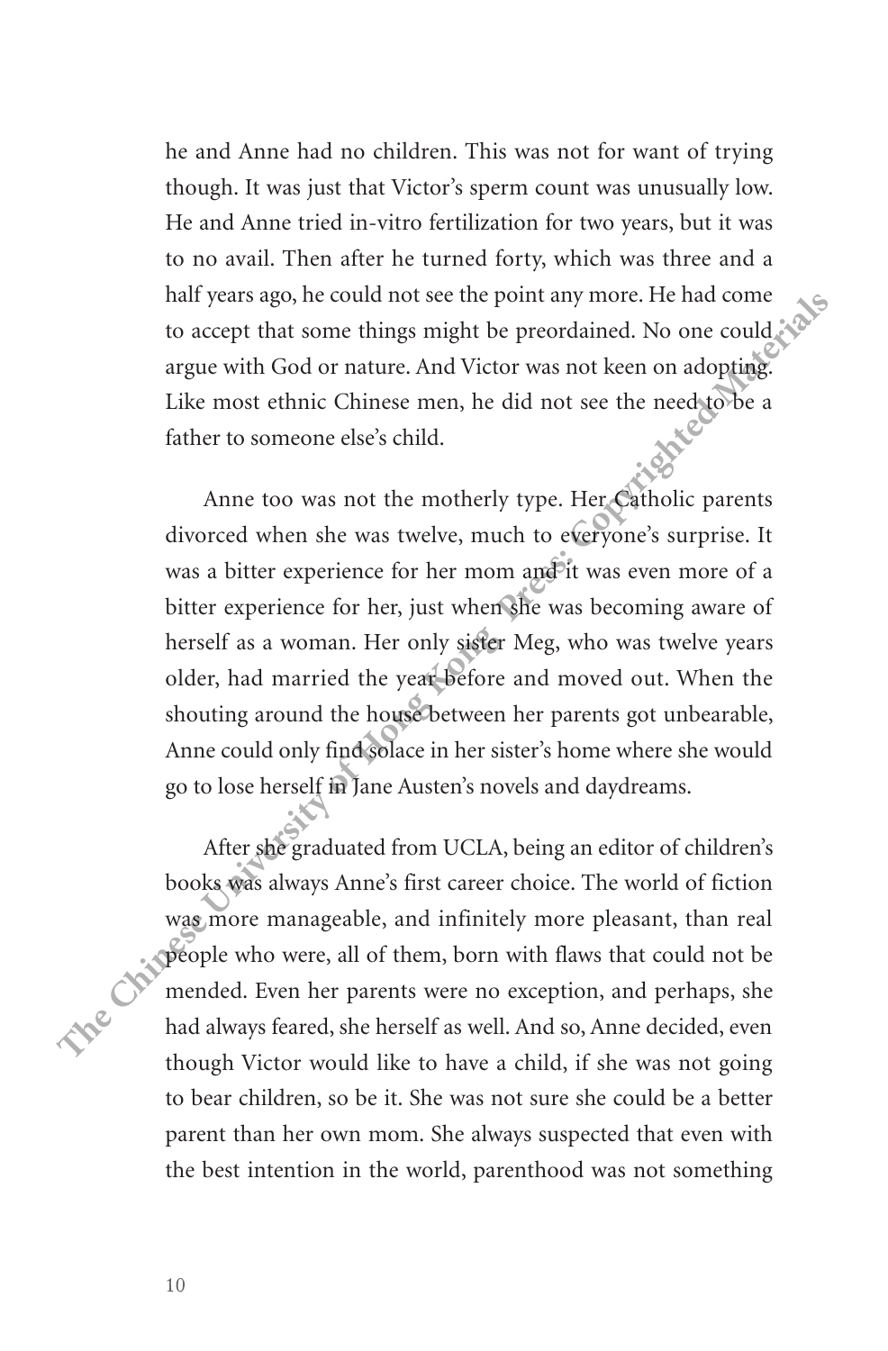he and Anne had no children. This was not for want of trying though. It was just that Victor's sperm count was unusually low. He and Anne tried in-vitro fertilization for two years, but it was to no avail. Then after he turned forty, which was three and a half years ago, he could not see the point any more. He had come to accept that some things might be preordained. No one could argue with God or nature. And Victor was not keen on adopting. Like most ethnic Chinese men, he did not see the need to be a father to someone else's child.

Anne too was not the motherly type. Her Catholic parents divorced when she was twelve, much to everyone's surprise. It was a bitter experience for her mom and it was even more of a bitter experience for her, just when she was becoming aware of herself as a woman. Her only sister Meg, who was twelve years older, had married the year before and moved out. When the shouting around the house between her parents got unbearable, Anne could only find solace in her sister's home where she would go to lose herself in Jane Austen's novels and daydreams.

After she graduated from UCLA, being an editor of children's books was always Anne's first career choice. The world of fiction was more manageable, and infinitely more pleasant, than real people who were, all of them, born with flaws that could not be mended. Even her parents were no exception, and perhaps, she had always feared, she herself as well. And so, Anne decided, even though Victor would like to have a child, if she was not going to bear children, so be it. She was not sure she could be a better parent than her own mom. She always suspected that even with the best intention in the world, parenthood was not something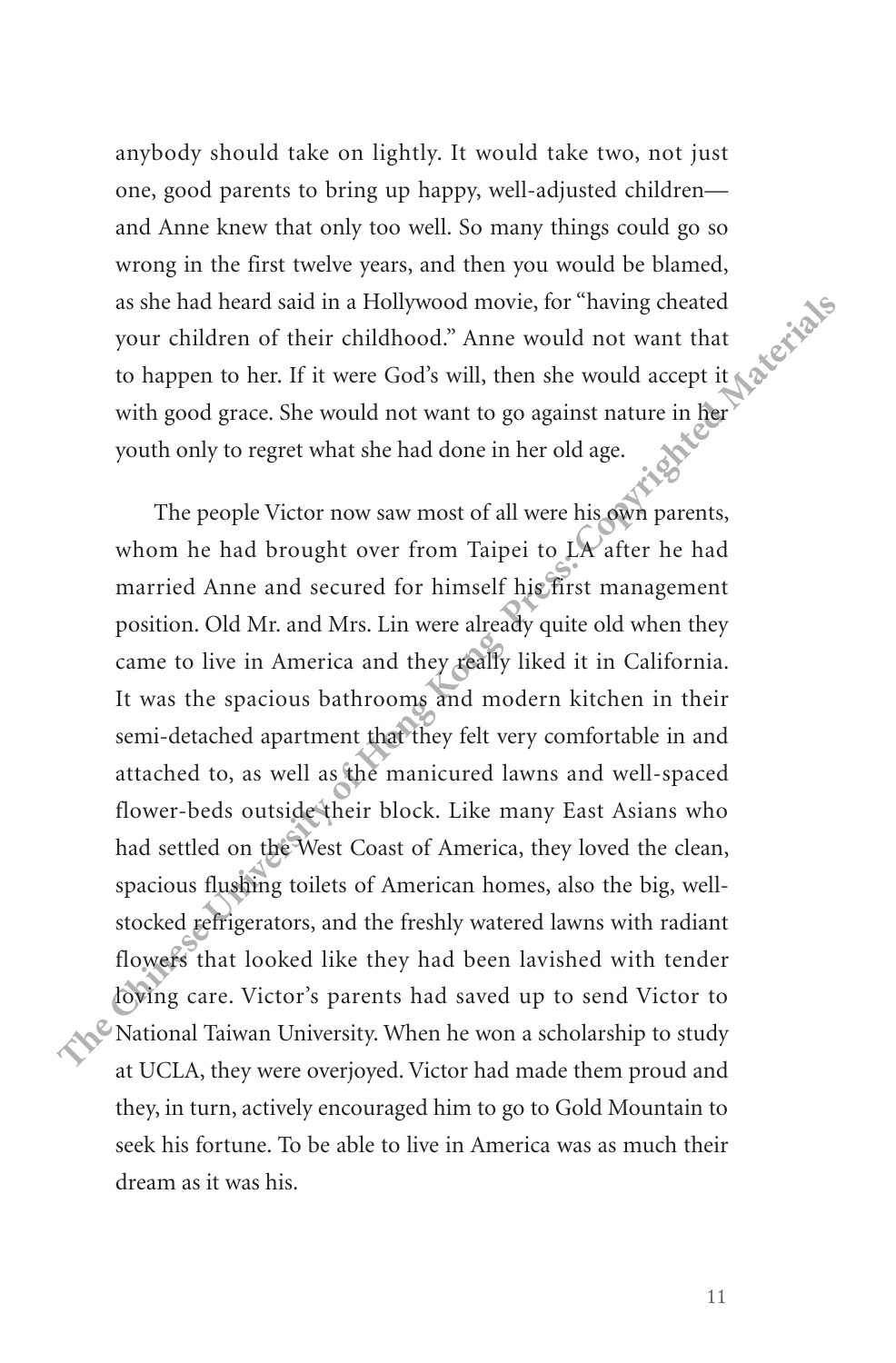anybody should take on lightly. It would take two, not just one, good parents to bring up happy, well-adjusted children—and Anne knew that only too well. So many things could go so wrong in the first twelve years, and then you would be blamed, as she had heard said in a Hollywood movie, for "having cheated your children of their childhood." Anne would not want that to happen to her. If it were God's will, then she would accept it with good grace. She would not want to go against nature in her youth only to regret what she had done in her old age.

The people Victor now saw most of all were his own parents, whom he had brought over from Taipei to LA after he had married Anne and secured for himself his first management position. Old Mr. and Mrs. Lin were already quite old when they came to live in America and they really liked it in California. It was the spacious bathrooms and modern kitchen in their semi-detached apartment that they felt very comfortable in and attached to, as well as the manicured lawns and well-spaced flower-beds outside their block. Like many East Asians who had settled on the West Coast of America, they loved the clean, spacious flushing toilets of American homes, also the big, well-stocked refrigerators, and the freshly watered lawns with radiant flowers that looked like they had been lavished with tender loving care. Victor's parents had saved up to send Victor to National Taiwan University. When he won a scholarship to study at UCLA, they were overjoyed. Victor had made them proud and they, in turn, actively encouraged him to go to Gold Mountain to seek his fortune. To be able to live in America was as much their dream as it was his.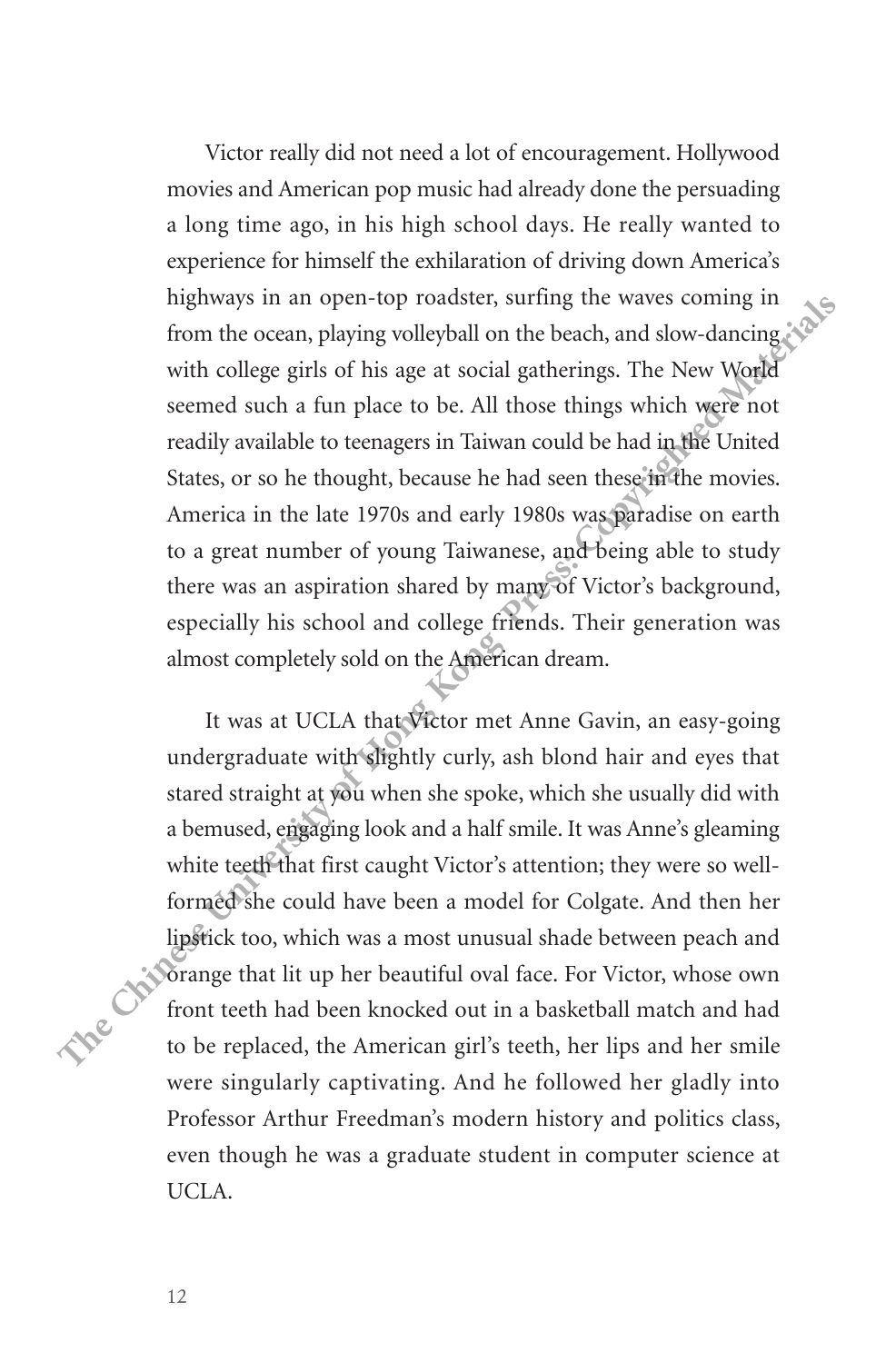Victor really did not need a lot of encouragement. Hollywood movies and American pop music had already done the persuading a long time ago, in his high school days. He really wanted to experience for himself the exhilaration of driving down America's highways in an open-top roadster, surfing the waves coming in from the ocean, playing volleyball on the beach, and slow-dancing with college girls of his age at social gatherings. The New World seemed such a fun place to be. All those things which were not readily available to teenagers in Taiwan could be had in the United States, or so he thought, because he had seen these in the movies. America in the late 1970s and early 1980s was paradise on earth to a great number of young Taiwanese, and being able to study there was an aspiration shared by many of Victor's background, especially his school and college friends. Their generation was almost completely sold on the American dream.

It was at UCLA that Victor met Anne Gavin, an easy-going undergraduate with slightly curly, ash blond hair and eyes that stared straight at you when she spoke, which she usually did with a bemused, engaging look and a half smile. It was Anne's gleaming white teeth that first caught Victor's attention; they were so well-formed she could have been a model for Colgate. And then her lipstick too, which was a most unusual shade between peach and orange that lit up her beautiful oval face. For Victor, whose own front teeth had been knocked out in a basketball match and had to be replaced, the American girl's teeth, her lips and her smile were singularly captivating. And he followed her gladly into Professor Arthur Freedman's modern history and politics class, even though he was a graduate student in computer science at UCLA.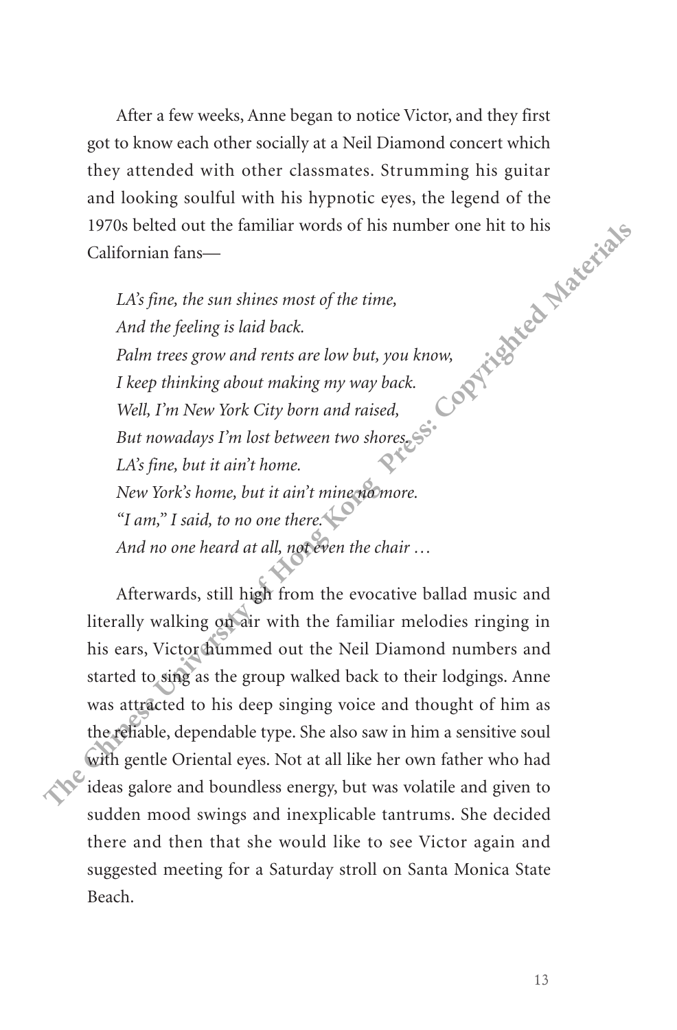After a few weeks, Anne began to notice Victor, and they first got to know each other socially at a Neil Diamond concert which they attended with other classmates. Strumming his guitar and looking soulful with his hypnotic eyes, the legend of the 1970s belted out the familiar words of his number one hit to his Californian fans—

*LA's fine, the sun shines most of the time,*  
*And the feeling is laid back.*  
*Palm trees grow and rents are low but, you know,*  
*I keep thinking about making my way back.*  
*Well, I'm New York City born and raised,*  
*But nowadays I'm lost between two shores.*  
*LA's fine, but it ain't home.*  
*New York's home, but it ain't mine no more.*  
*"I am," I said, to no one there.*  
*And no one heard at all, not even the chair …*

Afterwards, still high from the evocative ballad music and literally walking on air with the familiar melodies ringing in his ears, Victor hummed out the Neil Diamond numbers and started to sing as the group walked back to their lodgings. Anne was attracted to his deep singing voice and thought of him as the reliable, dependable type. She also saw in him a sensitive soul with gentle Oriental eyes. Not at all like her own father who had ideas galore and boundless energy, but was volatile and given to sudden mood swings and inexplicable tantrums. She decided there and then that she would like to see Victor again and suggested meeting for a Saturday stroll on Santa Monica State Beach.